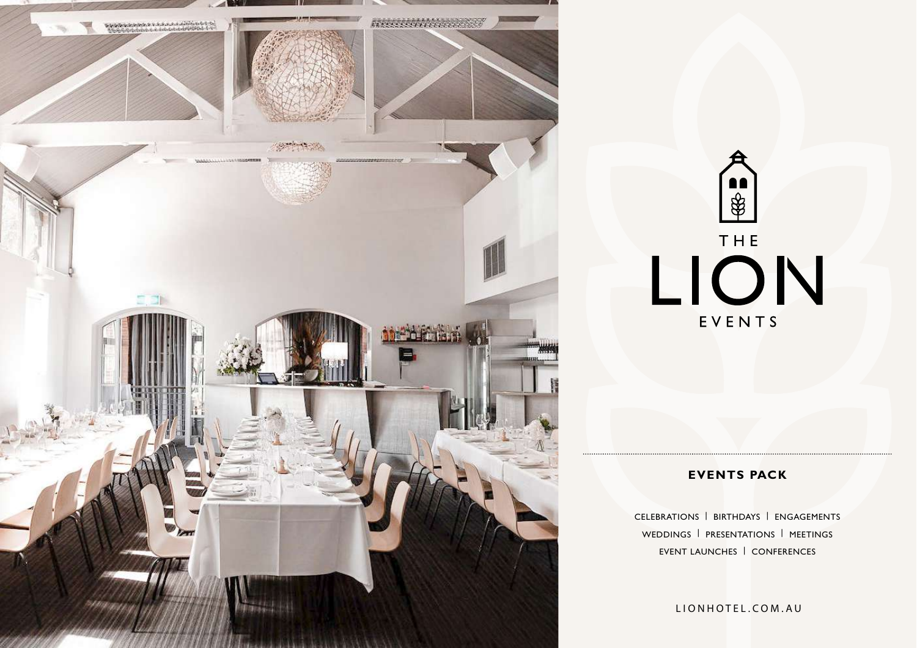# THE LION EVENTS

## EVENTS PACK

CELEBRATIONS | BIRTHDAYS | ENGAGEMENTS
WEDDINGS | PRESENTATIONS | MEETINGS
EVENT LAUNCHES | CONFERENCES

LIONHOTEL.COM.AU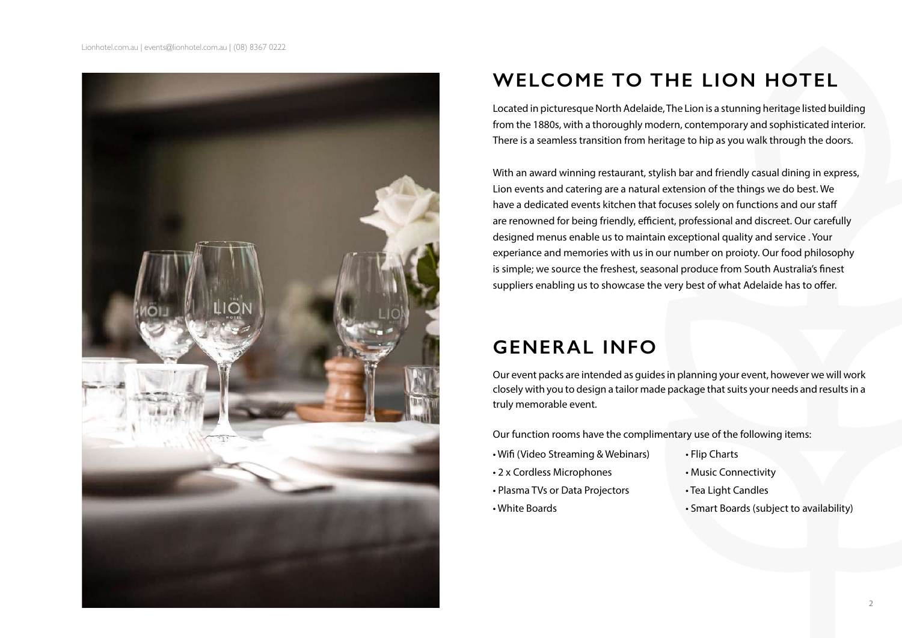# WELCOME TO THE LION HOTEL

Located in picturesque North Adelaide, The Lion is a stunning heritage listed building from the 1880s, with a thoroughly modern, contemporary and sophisticated interior. There is a seamless transition from heritage to hip as you walk through the doors.

With an award winning restaurant, stylish bar and friendly casual dining in express, Lion events and catering are a natural extension of the things we do best. We have a dedicated events kitchen that focuses solely on functions and our staff are renowned for being friendly, efficient, professional and discreet. Our carefully designed menus enable us to maintain exceptional quality and service . Your experiance and memories with us in our number on proioty. Our food philosophy is simple; we source the freshest, seasonal produce from South Australia's finest suppliers enabling us to showcase the very best of what Adelaide has to offer.

# GENERAL INFO

Our event packs are intended as guides in planning your event, however we will work closely with you to design a tailor made package that suits your needs and results in a truly memorable event.

Our function rooms have the complimentary use of the following items:

- Wifi (Video Streaming & Webinars)
- 2 x Cordless Microphones
- Plasma TVs or Data Projectors
- White Boards
- Flip Charts
- Music Connectivity
- Tea Light Candles
- Smart Boards (subject to availability)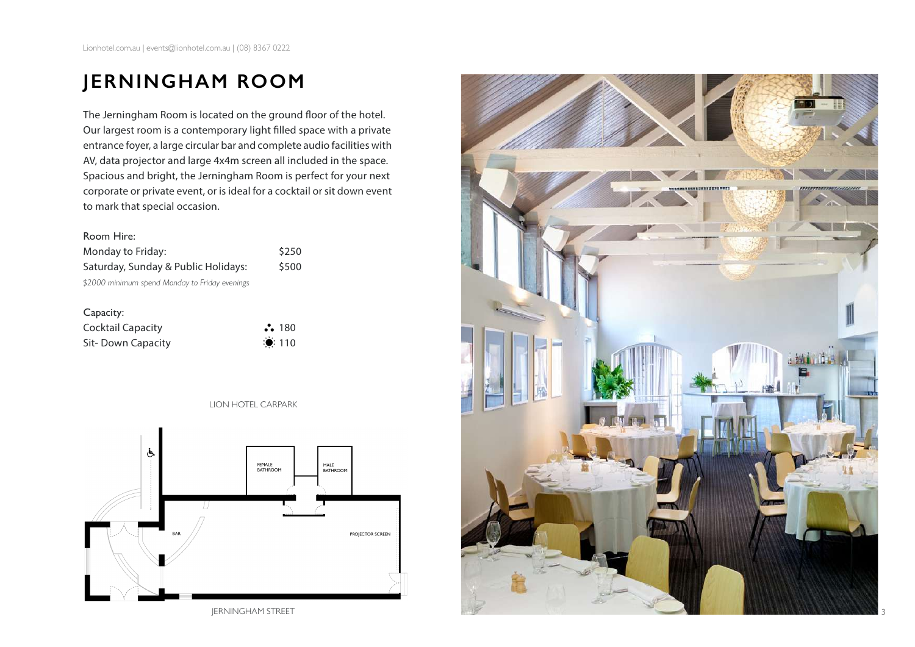# JERNINGHAM ROOM

The Jerningham Room is located on the ground floor of the hotel. Our largest room is a contemporary light filled space with a private entrance foyer, a large circular bar and complete audio facilities with AV, data projector and large 4x4m screen all included in the space. Spacious and bright, the Jerningham Room is perfect for your next corporate or private event, or is ideal for a cocktail or sit down event to mark that special occasion.

Room Hire:

| | |
|---|---|
| Monday to Friday: | $250 |
| Saturday, Sunday & Public Holidays: | $500 |

*$2000 minimum spend Monday to Friday evenings*

Capacity:

| | |
|---|---|
| Cocktail Capacity | 180 |
| Sit- Down Capacity | 110 |

LION HOTEL CARPARK

FEMALE BATHROOM

MALE BATHROOM

BAR

PROJECTOR SCREEN

JERNINGHAM STREET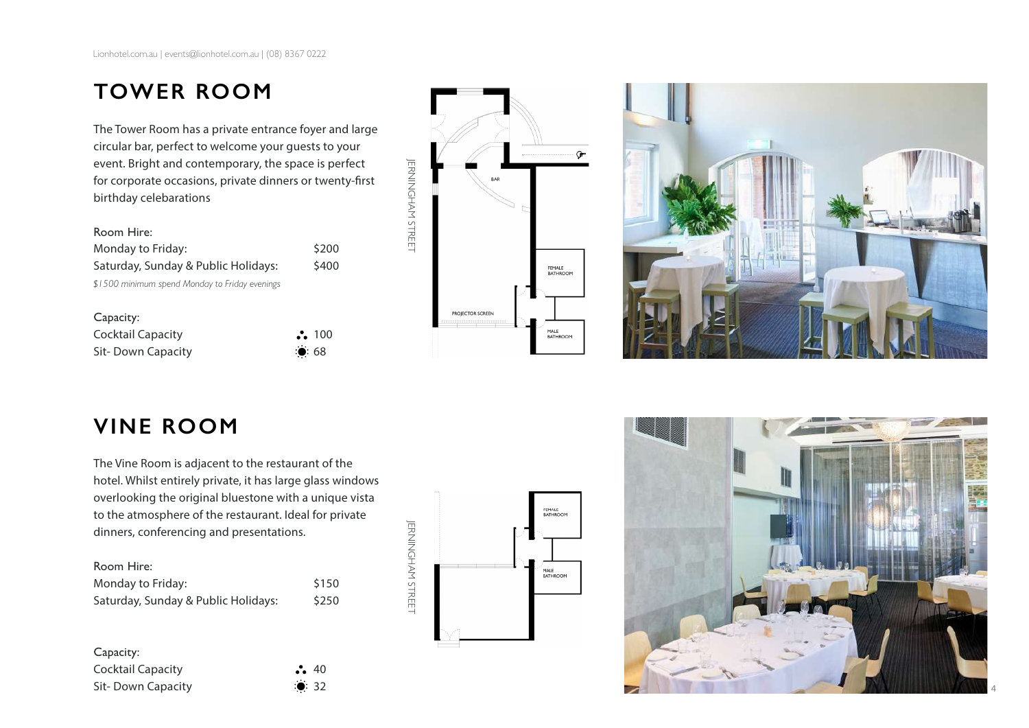# TOWER ROOM

The Tower Room has a private entrance foyer and large circular bar, perfect to welcome your guests to your event. Bright and contemporary, the space is perfect for corporate occasions, private dinners or twenty-first birthday celebarations

Room Hire:

| | |
|---|---|
| Monday to Friday: | $200 |
| Saturday, Sunday & Public Holidays: | $400 |

*$1500 minimum spend Monday to Friday evenings*

Capacity:

| | |
|---|---|
| Cocktail Capacity | 100 |
| Sit- Down Capacity | 68 |

# VINE ROOM

The Vine Room is adjacent to the restaurant of the hotel. Whilst entirely private, it has large glass windows overlooking the original bluestone with a unique vista to the atmosphere of the restaurant. Ideal for private dinners, conferencing and presentations.

Room Hire:

| | |
|---|---|
| Monday to Friday: | $150 |
| Saturday, Sunday & Public Holidays: | $250 |

Capacity:

| | |
|---|---|
| Cocktail Capacity | 40 |
| Sit- Down Capacity | 32 |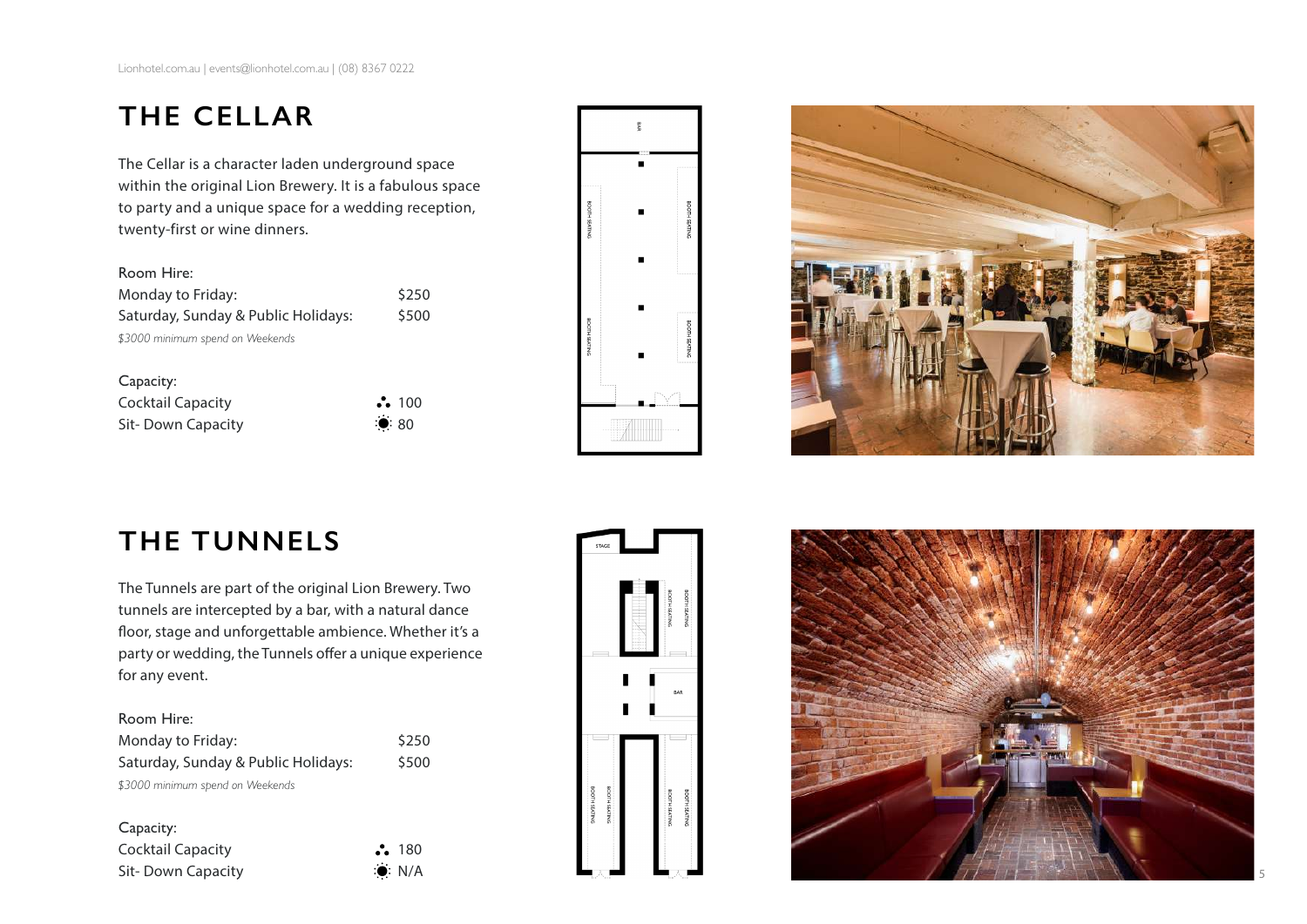# THE CELLAR

The Cellar is a character laden underground space within the original Lion Brewery. It is a fabulous space to party and a unique space for a wedding reception, twenty-first or wine dinners.

Room Hire:

| | |
|---|---|
| Monday to Friday: | $250 |
| Saturday, Sunday & Public Holidays: | $500 |

*$3000 minimum spend on Weekends*

Capacity:

| | |
|---|---|
| Cocktail Capacity | 100 |
| Sit- Down Capacity | 80 |

# THE TUNNELS

The Tunnels are part of the original Lion Brewery. Two tunnels are intercepted by a bar, with a natural dance floor, stage and unforgettable ambience. Whether it's a party or wedding, the Tunnels offer a unique experience for any event.

Room Hire:

| | |
|---|---|
| Monday to Friday: | $250 |
| Saturday, Sunday & Public Holidays: | $500 |

*$3000 minimum spend on Weekends*

Capacity:

| | |
|---|---|
| Cocktail Capacity | 180 |
| Sit- Down Capacity | N/A |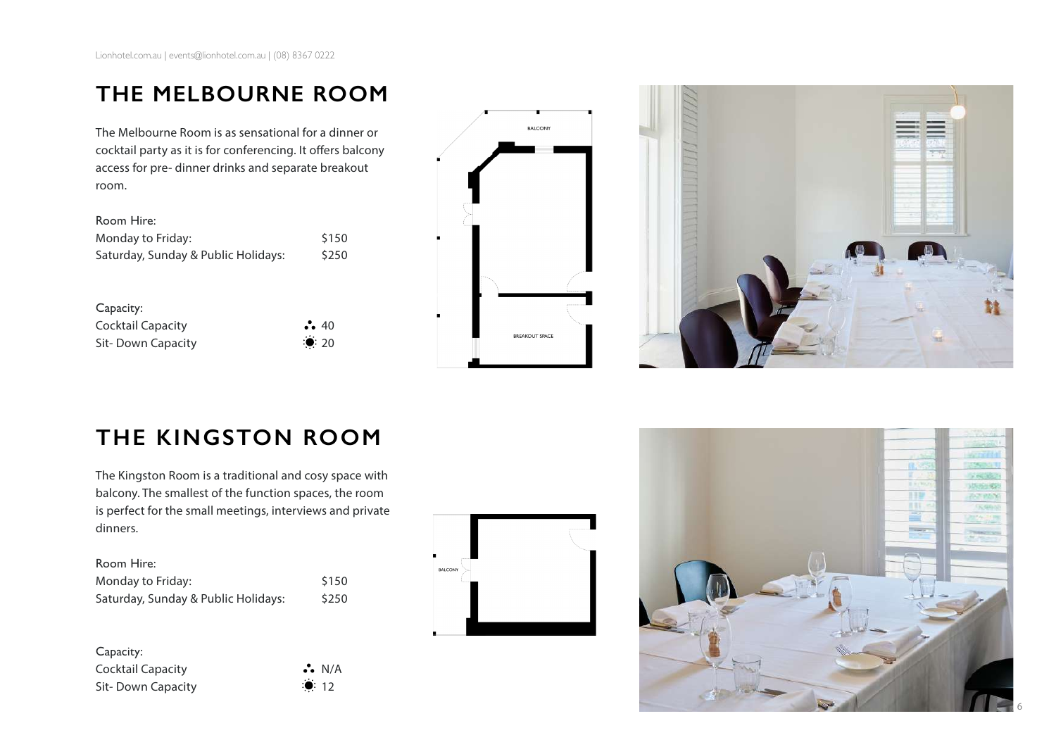## THE MELBOURNE ROOM

The Melbourne Room is as sensational for a dinner or cocktail party as it is for conferencing. It offers balcony access for pre- dinner drinks and separate breakout room.

Room Hire:

| | |
|---|---|
| Monday to Friday: | $150 |
| Saturday, Sunday & Public Holidays: | $250 |

Capacity:

| | |
|---|---|
| Cocktail Capacity | 40 |
| Sit- Down Capacity | 20 |

BALCONY

BREAKOUT SPACE

## THE KINGSTON ROOM

The Kingston Room is a traditional and cosy space with balcony. The smallest of the function spaces, the room is perfect for the small meetings, interviews and private dinners.

Room Hire:

| | |
|---|---|
| Monday to Friday: | $150 |
| Saturday, Sunday & Public Holidays: | $250 |

Capacity:

| | |
|---|---|
| Cocktail Capacity | N/A |
| Sit- Down Capacity | 12 |

BALCONY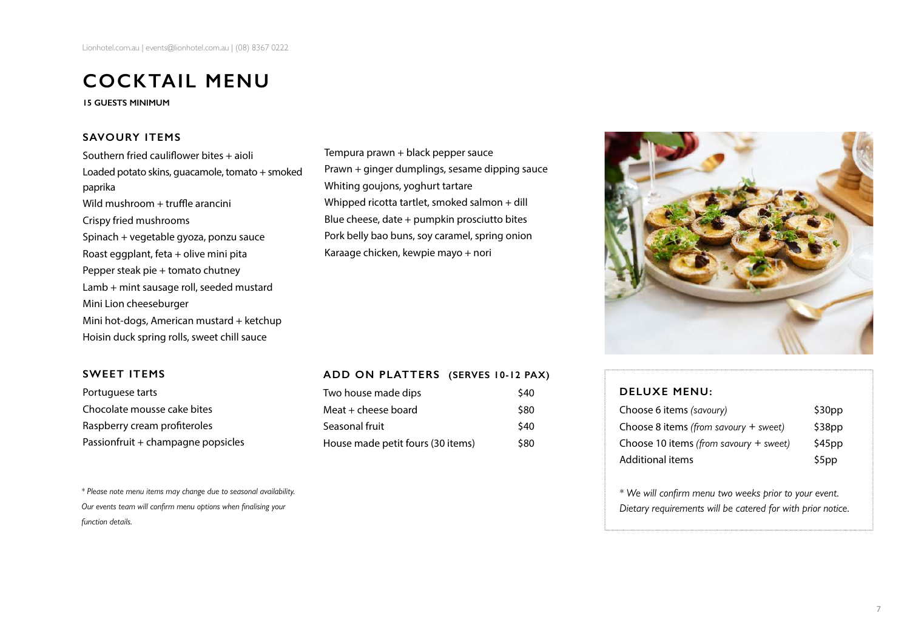Lionhotel.com.au | events@lionhotel.com.au | (08) 8367 0222

# COCKTAIL MENU

**15 GUESTS MINIMUM**

## SAVOURY ITEMS

Southern fried cauliflower bites + aioli
Loaded potato skins, guacamole, tomato + smoked paprika
Wild mushroom + truffle arancini
Crispy fried mushrooms
Spinach + vegetable gyoza, ponzu sauce
Roast eggplant, feta + olive mini pita
Pepper steak pie + tomato chutney
Lamb + mint sausage roll, seeded mustard
Mini Lion cheeseburger
Mini hot-dogs, American mustard + ketchup
Hoisin duck spring rolls, sweet chill sauce
Tempura prawn + black pepper sauce
Prawn + ginger dumplings, sesame dipping sauce
Whiting goujons, yoghurt tartare
Whipped ricotta tartlet, smoked salmon + dill
Blue cheese, date + pumpkin prosciutto bites
Pork belly bao buns, soy caramel, spring onion
Karaage chicken, kewpie mayo + nori

## SWEET ITEMS

Portuguese tarts
Chocolate mousse cake bites
Raspberry cream profiteroles
Passionfruit + champagne popsicles

## ADD ON PLATTERS (SERVES 10-12 PAX)

| Item | Price |
|---|---|
| Two house made dips | $40 |
| Meat + cheese board | $80 |
| Seasonal fruit | $40 |
| House made petit fours (30 items) | $80 |

*\* Please note menu items may change due to seasonal availability. Our events team will confirm menu options when finalising your function details.*

## DELUXE MENU:

| Option | Price |
|---|---|
| Choose 6 items *(savoury)* | $30pp |
| Choose 8 items *(from savoury + sweet)* | $38pp |
| Choose 10 items *(from savoury + sweet)* | $45pp |
| Additional items | $5pp |

*\* We will confirm menu two weeks prior to your event. Dietary requirements will be catered for with prior notice.*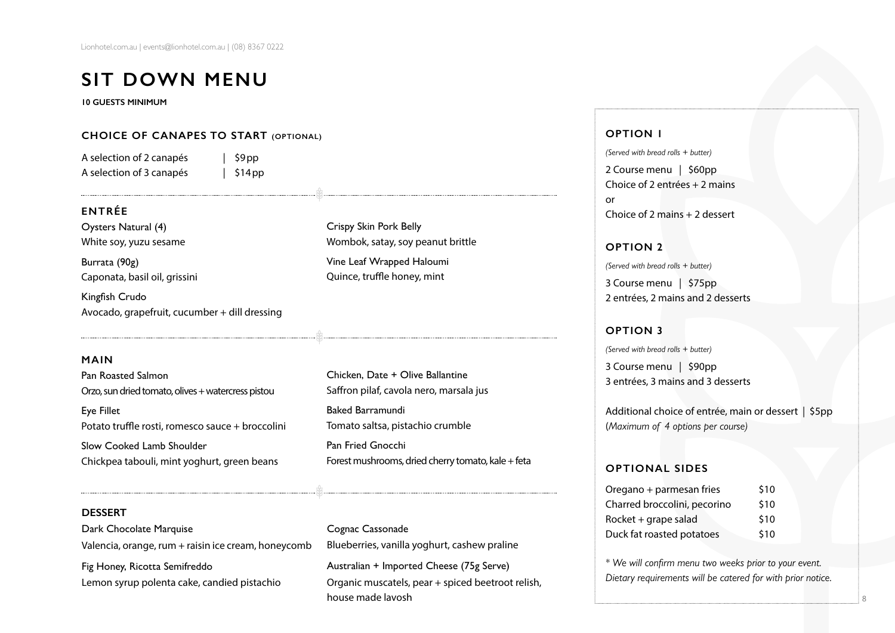# SIT DOWN MENU

**10 GUESTS MINIMUM**

## CHOICE OF CANAPES TO START (OPTIONAL)

| | |
|---|---|
| A selection of 2 canapés | $9pp |
| A selection of 3 canapés | $14pp |

## ENTRÉE

Oysters Natural (4)
White soy, yuzu sesame

Burrata (90g)
Caponata, basil oil, grissini

Kingfish Crudo
Avocado, grapefruit, cucumber + dill dressing

Crispy Skin Pork Belly
Wombok, satay, soy peanut brittle

Vine Leaf Wrapped Haloumi
Quince, truffle honey, mint

## MAIN

Pan Roasted Salmon
Orzo, sun dried tomato, olives + watercress pistou

Eye Fillet
Potato truffle rosti, romesco sauce + broccolini

Slow Cooked Lamb Shoulder
Chickpea tabouli, mint yoghurt, green beans

Chicken, Date + Olive Ballantine
Saffron pilaf, cavola nero, marsala jus

Baked Barramundi
Tomato saltsa, pistachio crumble

Pan Fried Gnocchi
Forest mushrooms, dried cherry tomato, kale + feta

## DESSERT

Dark Chocolate Marquise
Valencia, orange, rum + raisin ice cream, honeycomb

Fig Honey, Ricotta Semifreddo
Lemon syrup polenta cake, candied pistachio

Cognac Cassonade
Blueberries, vanilla yoghurt, cashew praline

Australian + Imported Cheese (75g Serve)
Organic muscatels, pear + spiced beetroot relish, house made lavosh

## OPTION 1

*(Served with bread rolls + butter)*

2 Course menu | $60pp
Choice of 2 entrées + 2 mains
or
Choice of 2 mains + 2 dessert

## OPTION 2

*(Served with bread rolls + butter)*

3 Course menu | $75pp
2 entrées, 2 mains and 2 desserts

## OPTION 3

*(Served with bread rolls + butter)*

3 Course menu | $90pp
3 entrées, 3 mains and 3 desserts

Additional choice of entrée, main or dessert | $5pp
(*Maximum of 4 options per course)*

## OPTIONAL SIDES

| | |
|---|---|
| Oregano + parmesan fries | $10 |
| Charred broccolini, pecorino | $10 |
| Rocket + grape salad | $10 |
| Duck fat roasted potatoes | $10 |

*\* We will confirm menu two weeks prior to your event. Dietary requirements will be catered for with prior notice.*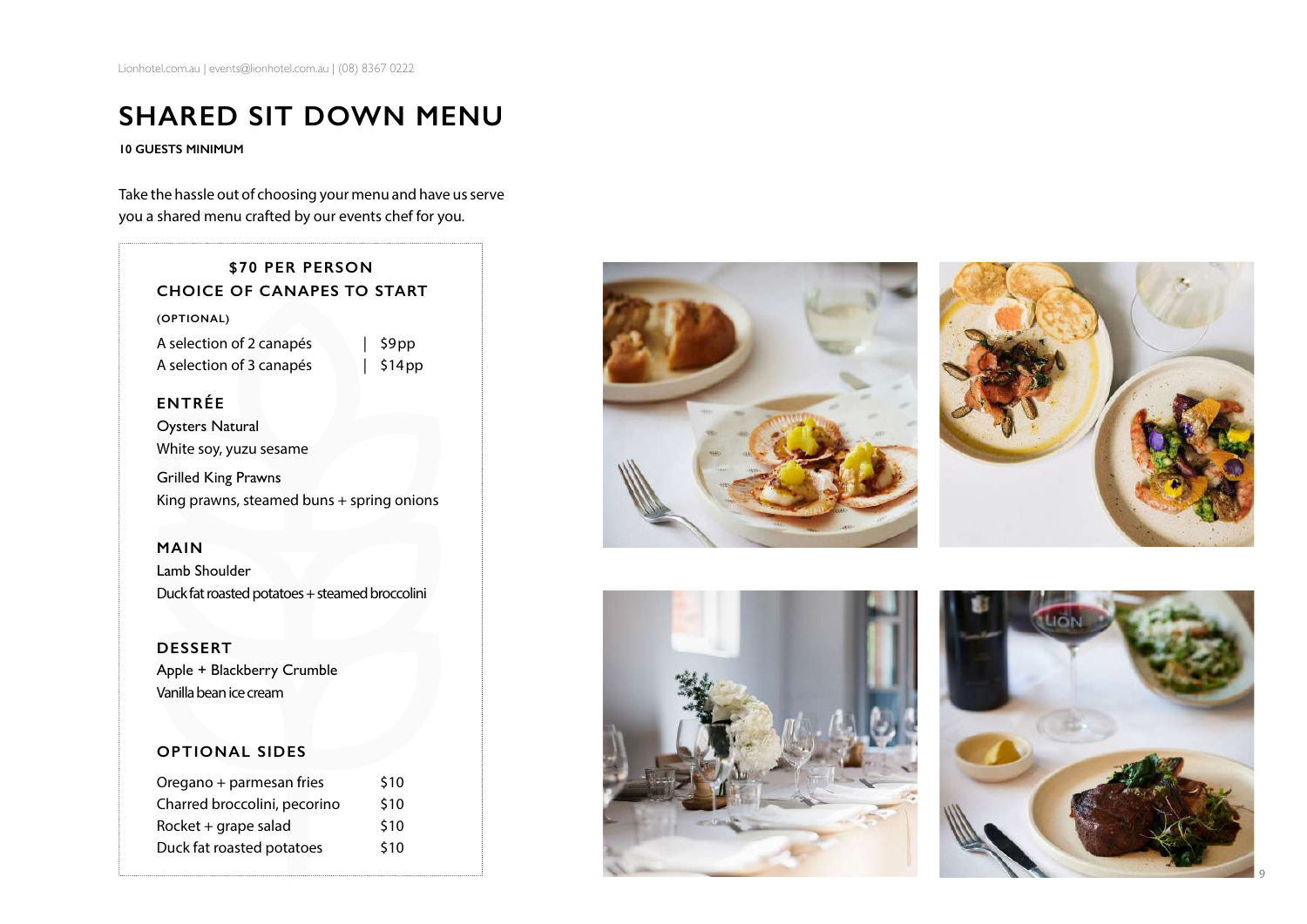# SHARED SIT DOWN MENU

**10 GUESTS MINIMUM**

Take the hassle out of choosing your menu and have us serve you a shared menu crafted by our events chef for you.

### $70 PER PERSON

### CHOICE OF CANAPES TO START

**(OPTIONAL)**

A selection of 2 canapés | $9pp
A selection of 3 canapés | $14pp

### ENTRÉE

Oysters Natural
White soy, yuzu sesame

Grilled King Prawns
King prawns, steamed buns + spring onions

### MAIN

Lamb Shoulder
Duck fat roasted potatoes + steamed broccolini

### DESSERT

Apple + Blackberry Crumble
Vanilla bean ice cream

### OPTIONAL SIDES

| | |
|---|---|
| Oregano + parmesan fries | $10 |
| Charred broccolini, pecorino | $10 |
| Rocket + grape salad | $10 |
| Duck fat roasted potatoes | $10 |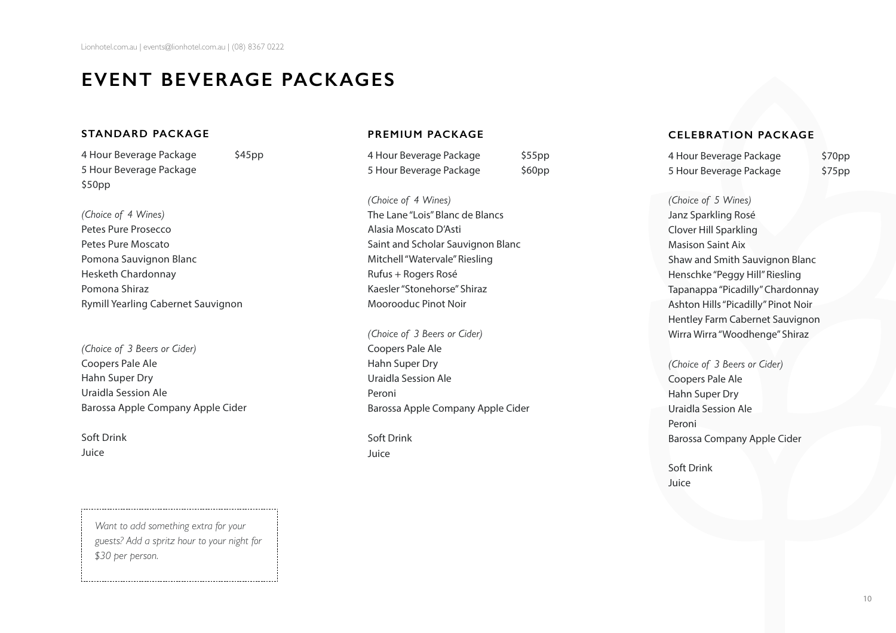# EVENT BEVERAGE PACKAGES

## STANDARD PACKAGE

4 Hour Beverage Package $45pp
5 Hour Beverage Package $50pp

*(Choice of 4 Wines)*
Petes Pure Prosecco
Petes Pure Moscato
Pomona Sauvignon Blanc
Hesketh Chardonnay
Pomona Shiraz
Rymill Yearling Cabernet Sauvignon

*(Choice of 3 Beers or Cider)*
Coopers Pale Ale
Hahn Super Dry
Uraidla Session Ale
Barossa Apple Company Apple Cider

Soft Drink
Juice

## PREMIUM PACKAGE

4 Hour Beverage Package $55pp
5 Hour Beverage Package $60pp

*(Choice of 4 Wines)*
The Lane "Lois" Blanc de Blancs
Alasia Moscato D'Asti
Saint and Scholar Sauvignon Blanc
Mitchell "Watervale" Riesling
Rufus + Rogers Rosé
Kaesler "Stonehorse" Shiraz
Moorooduc Pinot Noir

*(Choice of 3 Beers or Cider)*
Coopers Pale Ale
Hahn Super Dry
Uraidla Session Ale
Peroni
Barossa Apple Company Apple Cider

Soft Drink
Juice

## CELEBRATION PACKAGE

4 Hour Beverage Package $70pp
5 Hour Beverage Package $75pp

*(Choice of 5 Wines)*
Janz Sparkling Rosé
Clover Hill Sparkling
Masison Saint Aix
Shaw and Smith Sauvignon Blanc
Henschke "Peggy Hill" Riesling
Tapanappa "Picadilly" Chardonnay
Ashton Hills "Picadilly" Pinot Noir
Hentley Farm Cabernet Sauvignon
Wirra Wirra "Woodhenge" Shiraz

*(Choice of 3 Beers or Cider)*
Coopers Pale Ale
Hahn Super Dry
Uraidla Session Ale
Peroni
Barossa Company Apple Cider

Soft Drink
Juice

*Want to add something extra for your guests? Add a spritz hour to your night for $30 per person.*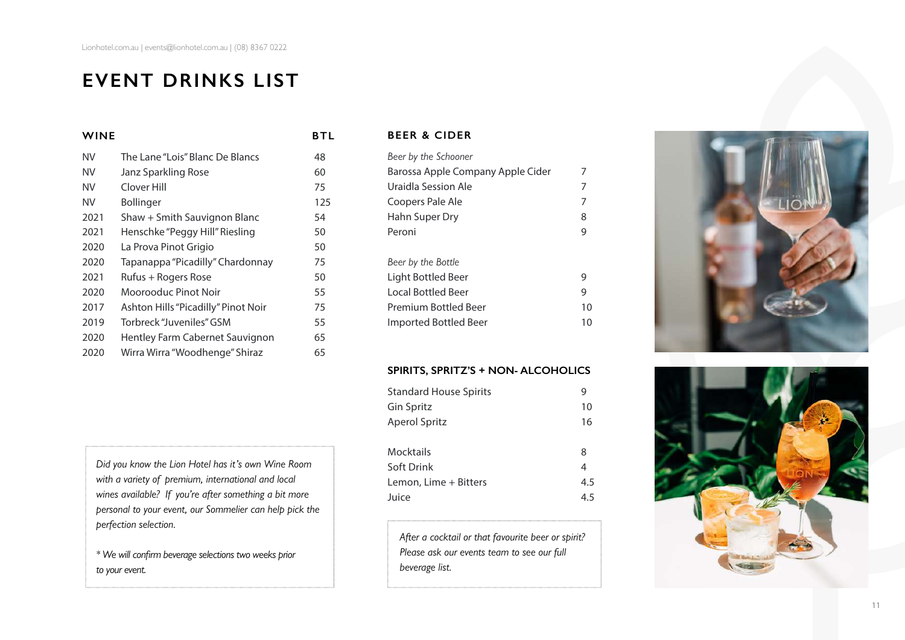Lionhotel.com.au | events@lionhotel.com.au | (08) 8367 0222

# EVENT DRINKS LIST

## WINE

| | WINE | BTL |
|---|---|---|
| NV | The Lane "Lois" Blanc De Blancs | 48 |
| NV | Janz Sparkling Rose | 60 |
| NV | Clover Hill | 75 |
| NV | Bollinger | 125 |
| 2021 | Shaw + Smith Sauvignon Blanc | 54 |
| 2021 | Henschke "Peggy Hill" Riesling | 50 |
| 2020 | La Prova Pinot Grigio | 50 |
| 2020 | Tapanappa "Picadilly" Chardonnay | 75 |
| 2021 | Rufus + Rogers Rose | 50 |
| 2020 | Moorooduc Pinot Noir | 55 |
| 2017 | Ashton Hills "Picadilly" Pinot Noir | 75 |
| 2019 | Torbreck "Juveniles" GSM | 55 |
| 2020 | Hentley Farm Cabernet Sauvignon | 65 |
| 2020 | Wirra Wirra "Woodhenge" Shiraz | 65 |

*Did you know the Lion Hotel has it's own Wine Room with a variety of premium, international and local wines available? If you're after something a bit more personal to your event, our Sommelier can help pick the perfection selection.*

** We will confirm beverage selections two weeks prior to your event.*

## BEER & CIDER

*Beer by the Schooner*

| | |
|---|---|
| Barossa Apple Company Apple Cider | 7 |
| Uraidla Session Ale | 7 |
| Coopers Pale Ale | 7 |
| Hahn Super Dry | 8 |
| Peroni | 9 |

*Beer by the Bottle*

| | |
|---|---|
| Light Bottled Beer | 9 |
| Local Bottled Beer | 9 |
| Premium Bottled Beer | 10 |
| Imported Bottled Beer | 10 |

## SPIRITS, SPRITZ'S + NON- ALCOHOLICS

| | |
|---|---|
| Standard House Spirits | 9 |
| Gin Spritz | 10 |
| Aperol Spritz | 16 |

| | |
|---|---|
| Mocktails | 8 |
| Soft Drink | 4 |
| Lemon, Lime + Bitters | 4.5 |
| Juice | 4.5 |

*After a cocktail or that favourite beer or spirit? Please ask our events team to see our full beverage list.*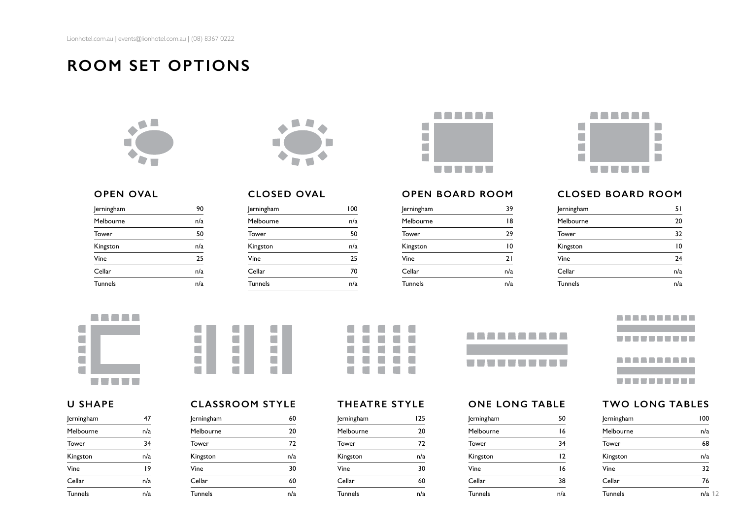Lionhotel.com.au | events@lionhotel.com.au | (08) 8367 0222

# ROOM SET OPTIONS

### OPEN OVAL

| | |
|---|---|
| Jerningham | 90 |
| Melbourne | n/a |
| Tower | 50 |
| Kingston | n/a |
| Vine | 25 |
| Cellar | n/a |
| Tunnels | n/a |

### CLOSED OVAL

| | |
|---|---|
| Jerningham | 100 |
| Melbourne | n/a |
| Tower | 50 |
| Kingston | n/a |
| Vine | 25 |
| Cellar | 70 |
| Tunnels | n/a |

### OPEN BOARD ROOM

| | |
|---|---|
| Jerningham | 39 |
| Melbourne | 18 |
| Tower | 29 |
| Kingston | 10 |
| Vine | 21 |
| Cellar | n/a |
| Tunnels | n/a |

### CLOSED BOARD ROOM

| | |
|---|---|
| Jerningham | 51 |
| Melbourne | 20 |
| Tower | 32 |
| Kingston | 10 |
| Vine | 24 |
| Cellar | n/a |
| Tunnels | n/a |

### U SHAPE

| | |
|---|---|
| Jerningham | 47 |
| Melbourne | n/a |
| Tower | 34 |
| Kingston | n/a |
| Vine | 19 |
| Cellar | n/a |
| Tunnels | n/a |

### CLASSROOM STYLE

| | |
|---|---|
| Jerningham | 60 |
| Melbourne | 20 |
| Tower | 72 |
| Kingston | n/a |
| Vine | 30 |
| Cellar | 60 |
| Tunnels | n/a |

### THEATRE STYLE

| | |
|---|---|
| Jerningham | 125 |
| Melbourne | 20 |
| Tower | 72 |
| Kingston | n/a |
| Vine | 30 |
| Cellar | 60 |
| Tunnels | n/a |

### ONE LONG TABLE

| | |
|---|---|
| Jerningham | 50 |
| Melbourne | 16 |
| Tower | 34 |
| Kingston | 12 |
| Vine | 16 |
| Cellar | 38 |
| Tunnels | n/a |

### TWO LONG TABLES

| | |
|---|---|
| Jerningham | 100 |
| Melbourne | n/a |
| Tower | 68 |
| Kingston | n/a |
| Vine | 32 |
| Cellar | 76 |
| Tunnels | n/a |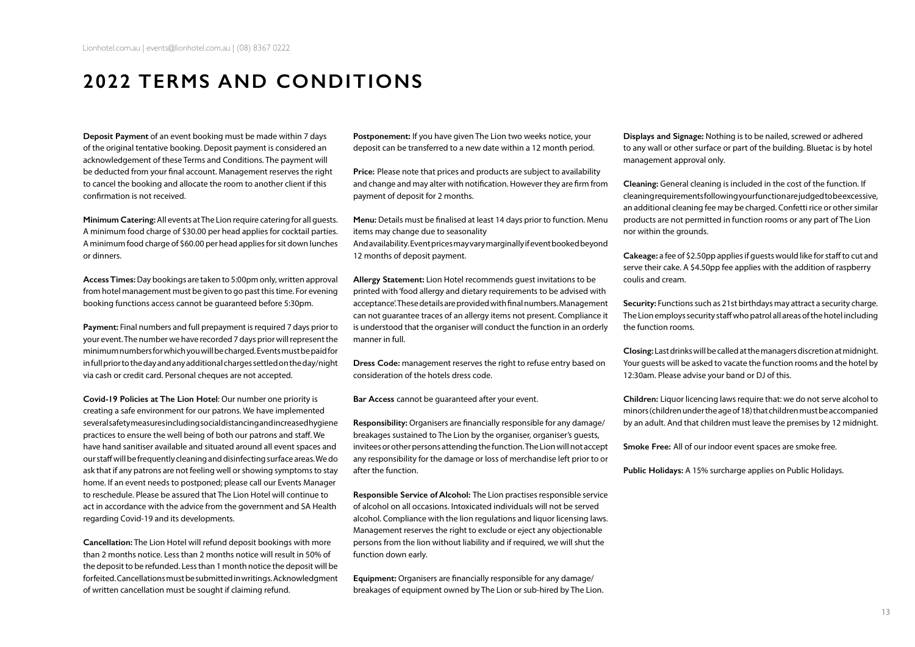# 2022 TERMS AND CONDITIONS

**Deposit Payment** of an event booking must be made within 7 days of the original tentative booking. Deposit payment is considered an acknowledgement of these Terms and Conditions. The payment will be deducted from your final account. Management reserves the right to cancel the booking and allocate the room to another client if this confirmation is not received.

**Minimum Catering:** All events at The Lion require catering for all guests. A minimum food charge of $30.00 per head applies for cocktail parties. A minimum food charge of $60.00 per head applies for sit down lunches or dinners.

**Access Times:** Day bookings are taken to 5:00pm only, written approval from hotel management must be given to go past this time. For evening booking functions access cannot be guaranteed before 5:30pm.

**Payment:** Final numbers and full prepayment is required 7 days prior to your event. The number we have recorded 7 days prior will represent the minimum numbers for which you will be charged. Events must be paid for in full prior to the day and any additional charges settled on the day/night via cash or credit card. Personal cheques are not accepted.

**Covid-19 Policies at The Lion Hotel**: Our number one priority is creating a safe environment for our patrons. We have implemented several safety measures including social distancing and increased hygiene practices to ensure the well being of both our patrons and staff. We have hand sanitiser available and situated around all event spaces and our staff will be frequently cleaning and disinfecting surface areas. We do ask that if any patrons are not feeling well or showing symptoms to stay home. If an event needs to postponed; please call our Events Manager to reschedule. Please be assured that The Lion Hotel will continue to act in accordance with the advice from the government and SA Health regarding Covid-19 and its developments.

**Cancellation:** The Lion Hotel will refund deposit bookings with more than 2 months notice. Less than 2 months notice will result in 50% of the deposit to be refunded. Less than 1 month notice the deposit will be forfeited. Cancellations must be submitted in writings. Acknowledgment of written cancellation must be sought if claiming refund.

**Postponement:** If you have given The Lion two weeks notice, your deposit can be transferred to a new date within a 12 month period.

**Price:** Please note that prices and products are subject to availability and change and may alter with notification. However they are firm from payment of deposit for 2 months.

**Menu:** Details must be finalised at least 14 days prior to function. Menu items may change due to seasonality
And availability. Event prices may vary marginally if event booked beyond 12 months of deposit payment.

**Allergy Statement:** Lion Hotel recommends guest invitations to be printed with 'food allergy and dietary requirements to be advised with acceptance'. These details are provided with final numbers. Management can not guarantee traces of an allergy items not present. Compliance it is understood that the organiser will conduct the function in an orderly manner in full.

**Dress Code:** management reserves the right to refuse entry based on consideration of the hotels dress code.

**Bar Access** cannot be guaranteed after your event.

**Responsibility:** Organisers are financially responsible for any damage/ breakages sustained to The Lion by the organiser, organiser's guests, invitees or other persons attending the function. The Lion will not accept any responsibility for the damage or loss of merchandise left prior to or after the function.

**Responsible Service of Alcohol:** The Lion practises responsible service of alcohol on all occasions. Intoxicated individuals will not be served alcohol. Compliance with the lion regulations and liquor licensing laws. Management reserves the right to exclude or eject any objectionable persons from the lion without liability and if required, we will shut the function down early.

**Equipment:** Organisers are financially responsible for any damage/ breakages of equipment owned by The Lion or sub-hired by The Lion.

**Displays and Signage:** Nothing is to be nailed, screwed or adhered to any wall or other surface or part of the building. Bluetac is by hotel management approval only.

**Cleaning:** General cleaning is included in the cost of the function. If cleaning requirements following your function are judged to be excessive, an additional cleaning fee may be charged. Confetti rice or other similar products are not permitted in function rooms or any part of The Lion nor within the grounds.

**Cakeage:** a fee of $2.50pp applies if guests would like for staff to cut and serve their cake. A $4.50pp fee applies with the addition of raspberry coulis and cream.

**Security:** Functions such as 21st birthdays may attract a security charge. The Lion employs security staff who patrol all areas of the hotel including the function rooms.

**Closing:** Last drinks will be called at the managers discretion at midnight. Your guests will be asked to vacate the function rooms and the hotel by 12:30am. Please advise your band or DJ of this.

**Children:** Liquor licencing laws require that: we do not serve alcohol to minors (children under the age of 18) that children must be accompanied by an adult. And that children must leave the premises by 12 midnight.

**Smoke Free:** All of our indoor event spaces are smoke free.

**Public Holidays:** A 15% surcharge applies on Public Holidays.